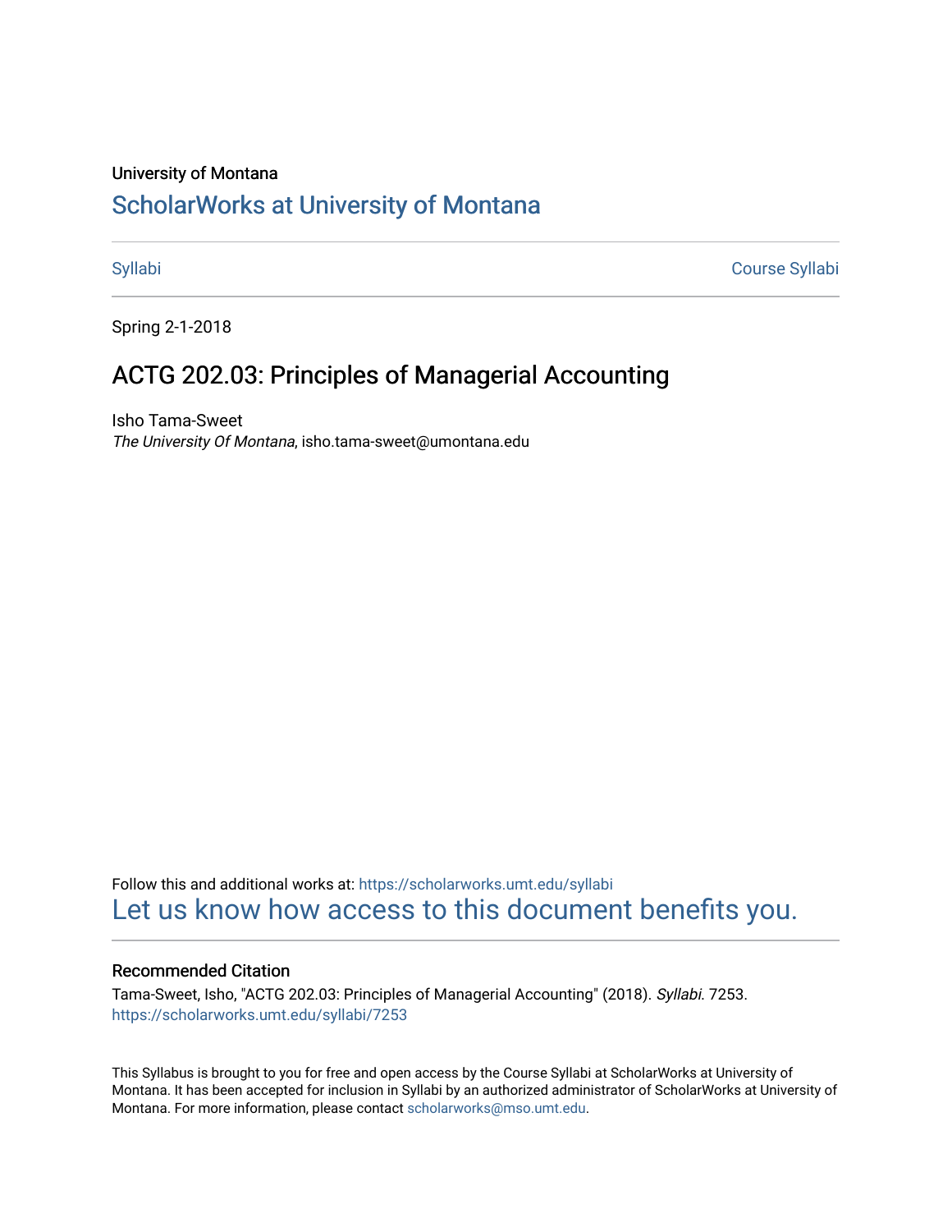University of Montana

# ScholarWorks at University of Montana

Syllabi | Course Syllabi

Spring 2-1-2018

## ACTG 202.03: Principles of Managerial Accounting

Isho Tama-Sweet
*The University Of Montana*, isho.tama-sweet@umontana.edu

Follow this and additional works at: https://scholarworks.umt.edu/syllabi
Let us know how access to this document benefits you.

### Recommended Citation

Tama-Sweet, Isho, "ACTG 202.03: Principles of Managerial Accounting" (2018). *Syllabi*. 7253.
https://scholarworks.umt.edu/syllabi/7253

This Syllabus is brought to you for free and open access by the Course Syllabi at ScholarWorks at University of Montana. It has been accepted for inclusion in Syllabi by an authorized administrator of ScholarWorks at University of Montana. For more information, please contact scholarworks@mso.umt.edu.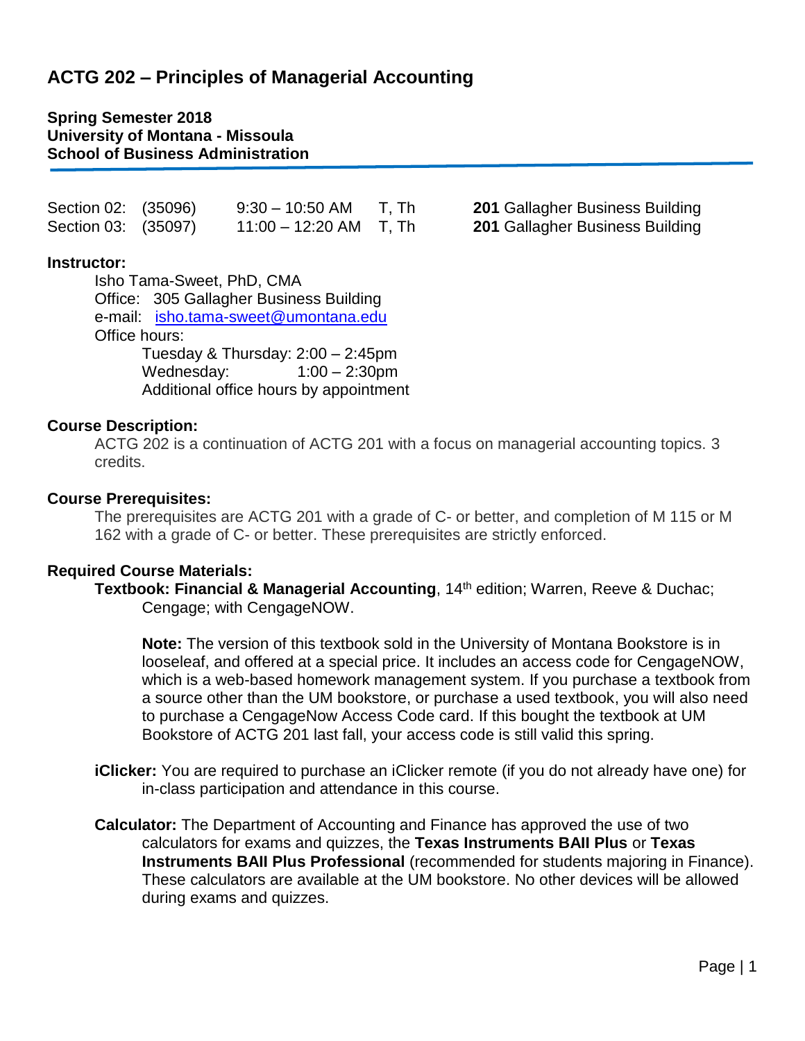# ACTG 202 – Principles of Managerial Accounting

**Spring Semester 2018**
**University of Montana - Missoula**
**School of Business Administration**

| | | | | |
|---|---|---|---|---|
| Section 02: | (35096) | 9:30 – 10:50 AM | T, Th | **201** Gallagher Business Building |
| Section 03: | (35097) | 11:00 – 12:20 AM | T, Th | **201** Gallagher Business Building |

### Instructor:

Isho Tama-Sweet, PhD, CMA
Office: 305 Gallagher Business Building
e-mail: isho.tama-sweet@umontana.edu
Office hours:
Tuesday & Thursday: 2:00 – 2:45pm
Wednesday: 1:00 – 2:30pm
Additional office hours by appointment

### Course Description:

ACTG 202 is a continuation of ACTG 201 with a focus on managerial accounting topics. 3 credits.

### Course Prerequisites:

The prerequisites are ACTG 201 with a grade of C- or better, and completion of M 115 or M 162 with a grade of C- or better. These prerequisites are strictly enforced.

### Required Course Materials:

**Textbook: Financial & Managerial Accounting**, 14th edition; Warren, Reeve & Duchac; Cengage; with CengageNOW.

**Note:** The version of this textbook sold in the University of Montana Bookstore is in looseleaf, and offered at a special price. It includes an access code for CengageNOW, which is a web-based homework management system. If you purchase a textbook from a source other than the UM bookstore, or purchase a used textbook, you will also need to purchase a CengageNow Access Code card. If this bought the textbook at UM Bookstore of ACTG 201 last fall, your access code is still valid this spring.

**iClicker:** You are required to purchase an iClicker remote (if you do not already have one) for in-class participation and attendance in this course.

**Calculator:** The Department of Accounting and Finance has approved the use of two calculators for exams and quizzes, the **Texas Instruments BAII Plus** or **Texas Instruments BAII Plus Professional** (recommended for students majoring in Finance). These calculators are available at the UM bookstore. No other devices will be allowed during exams and quizzes.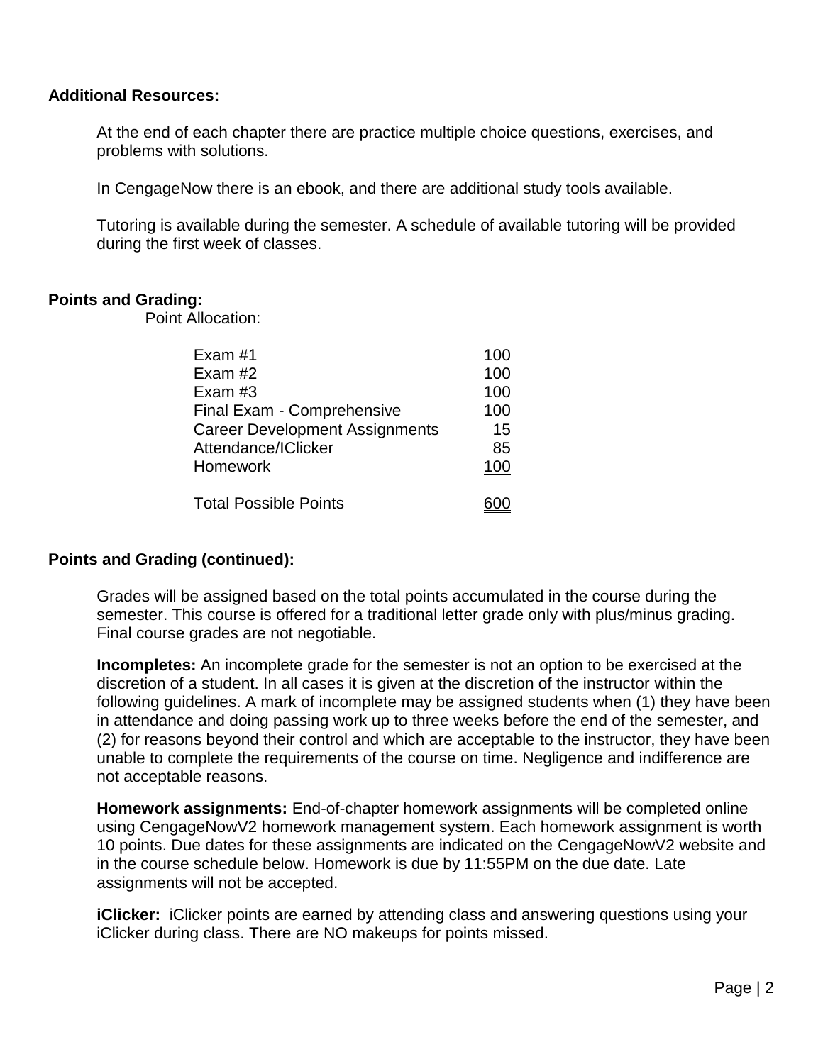**Additional Resources:**

At the end of each chapter there are practice multiple choice questions, exercises, and problems with solutions.

In CengageNow there is an ebook, and there are additional study tools available.

Tutoring is available during the semester. A schedule of available tutoring will be provided during the first week of classes.

**Points and Grading:**

Point Allocation:

| | |
|---|---|
| Exam #1 | 100 |
| Exam #2 | 100 |
| Exam #3 | 100 |
| Final Exam - Comprehensive | 100 |
| Career Development Assignments | 15 |
| Attendance/IClicker | 85 |
| Homework | 100 |
| Total Possible Points | 600 |

**Points and Grading (continued):**

Grades will be assigned based on the total points accumulated in the course during the semester. This course is offered for a traditional letter grade only with plus/minus grading. Final course grades are not negotiable.

**Incompletes:** An incomplete grade for the semester is not an option to be exercised at the discretion of a student. In all cases it is given at the discretion of the instructor within the following guidelines. A mark of incomplete may be assigned students when (1) they have been in attendance and doing passing work up to three weeks before the end of the semester, and (2) for reasons beyond their control and which are acceptable to the instructor, they have been unable to complete the requirements of the course on time. Negligence and indifference are not acceptable reasons.

**Homework assignments:** End-of-chapter homework assignments will be completed online using CengageNowV2 homework management system. Each homework assignment is worth 10 points. Due dates for these assignments are indicated on the CengageNowV2 website and in the course schedule below. Homework is due by 11:55PM on the due date. Late assignments will not be accepted.

**iClicker:** iClicker points are earned by attending class and answering questions using your iClicker during class. There are NO makeups for points missed.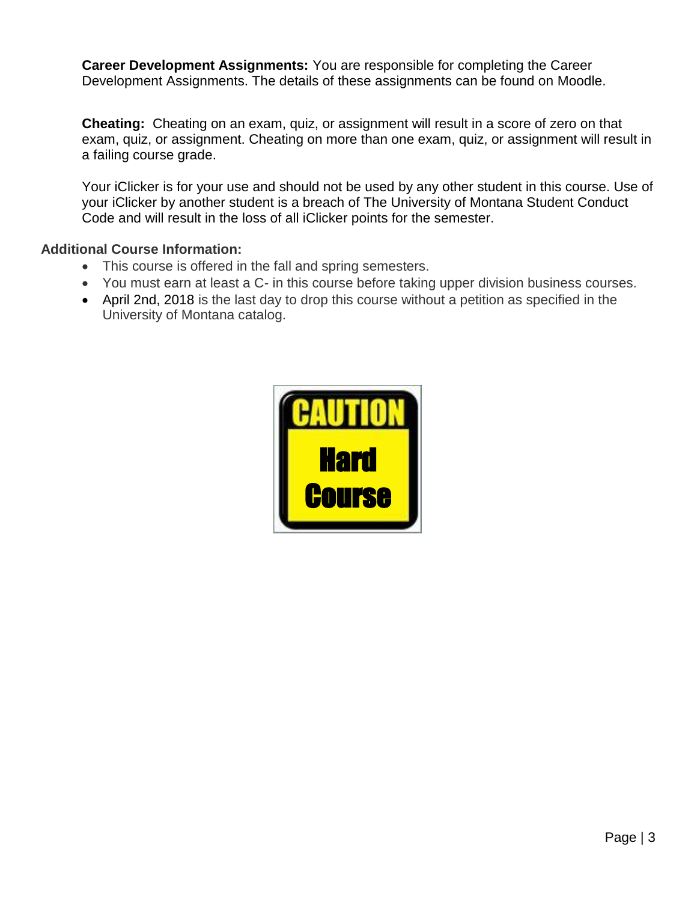**Career Development Assignments:** You are responsible for completing the Career Development Assignments. The details of these assignments can be found on Moodle.

**Cheating:** Cheating on an exam, quiz, or assignment will result in a score of zero on that exam, quiz, or assignment. Cheating on more than one exam, quiz, or assignment will result in a failing course grade.

Your iClicker is for your use and should not be used by any other student in this course. Use of your iClicker by another student is a breach of The University of Montana Student Conduct Code and will result in the loss of all iClicker points for the semester.

**Additional Course Information:**

- This course is offered in the fall and spring semesters.
- You must earn at least a C- in this course before taking upper division business courses.
- April 2nd, 2018 is the last day to drop this course without a petition as specified in the University of Montana catalog.

CAUTION

Hard Course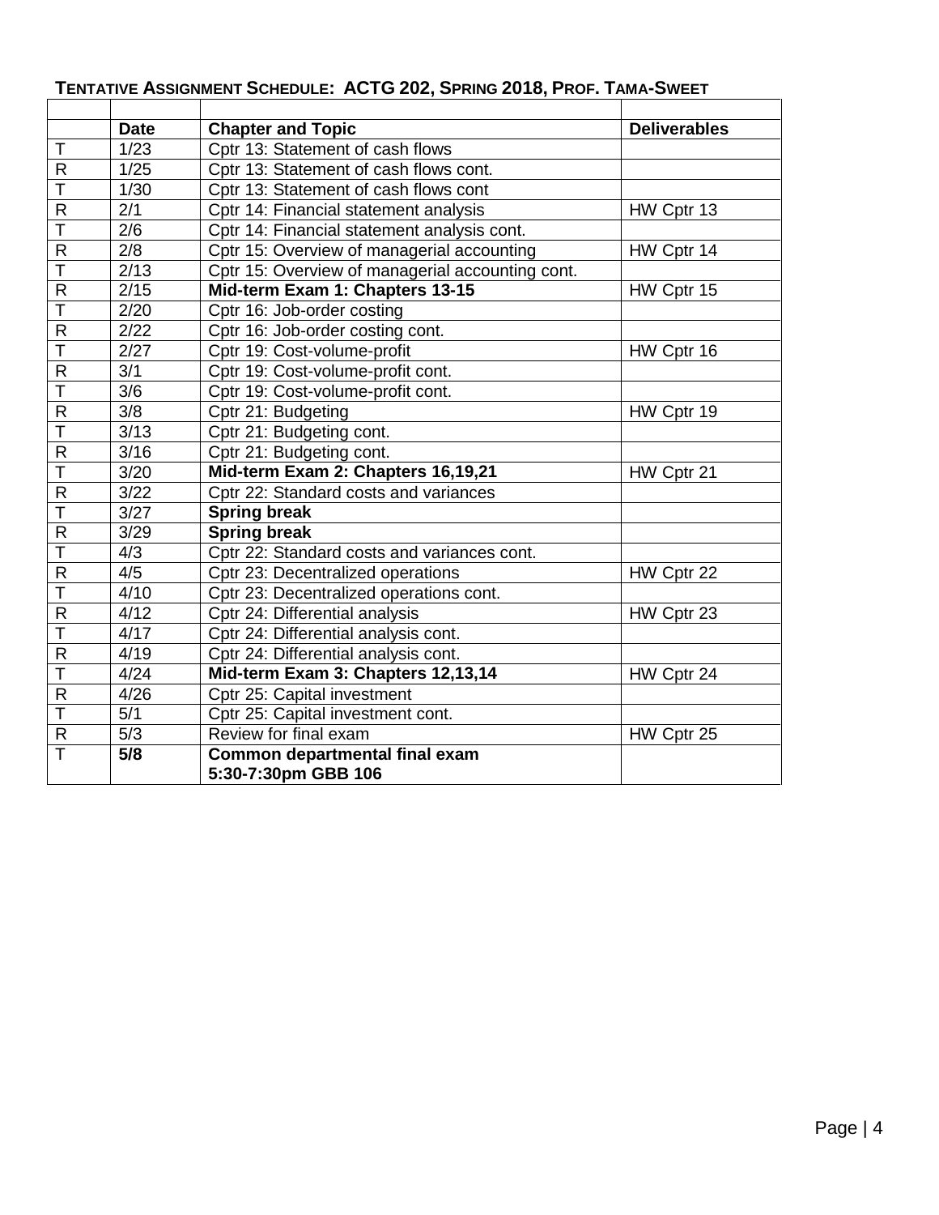**TENTATIVE ASSIGNMENT SCHEDULE: ACTG 202, SPRING 2018, PROF. TAMA-SWEET**

| | Date | Chapter and Topic | Deliverables |
|---|---|---|---|
| T | 1/23 | Cptr 13: Statement of cash flows | |
| R | 1/25 | Cptr 13: Statement of cash flows cont. | |
| T | 1/30 | Cptr 13: Statement of cash flows cont | |
| R | 2/1 | Cptr 14: Financial statement analysis | HW Cptr 13 |
| T | 2/6 | Cptr 14: Financial statement analysis cont. | |
| R | 2/8 | Cptr 15: Overview of managerial accounting | HW Cptr 14 |
| T | 2/13 | Cptr 15: Overview of managerial accounting cont. | |
| R | 2/15 | **Mid-term Exam 1: Chapters 13-15** | HW Cptr 15 |
| T | 2/20 | Cptr 16: Job-order costing | |
| R | 2/22 | Cptr 16: Job-order costing cont. | |
| T | 2/27 | Cptr 19: Cost-volume-profit | HW Cptr 16 |
| R | 3/1 | Cptr 19: Cost-volume-profit cont. | |
| T | 3/6 | Cptr 19: Cost-volume-profit cont. | |
| R | 3/8 | Cptr 21: Budgeting | HW Cptr 19 |
| T | 3/13 | Cptr 21: Budgeting cont. | |
| R | 3/16 | Cptr 21: Budgeting cont. | |
| T | 3/20 | **Mid-term Exam 2: Chapters 16,19,21** | HW Cptr 21 |
| R | 3/22 | Cptr 22: Standard costs and variances | |
| T | 3/27 | **Spring break** | |
| R | 3/29 | **Spring break** | |
| T | 4/3 | Cptr 22: Standard costs and variances cont. | |
| R | 4/5 | Cptr 23: Decentralized operations | HW Cptr 22 |
| T | 4/10 | Cptr 23: Decentralized operations cont. | |
| R | 4/12 | Cptr 24: Differential analysis | HW Cptr 23 |
| T | 4/17 | Cptr 24: Differential analysis cont. | |
| R | 4/19 | Cptr 24: Differential analysis cont. | |
| T | 4/24 | **Mid-term Exam 3: Chapters 12,13,14** | HW Cptr 24 |
| R | 4/26 | Cptr 25: Capital investment | |
| T | 5/1 | Cptr 25: Capital investment cont. | |
| R | 5/3 | Review for final exam | HW Cptr 25 |
| T | **5/8** | **Common departmental final exam 5:30-7:30pm GBB 106** | |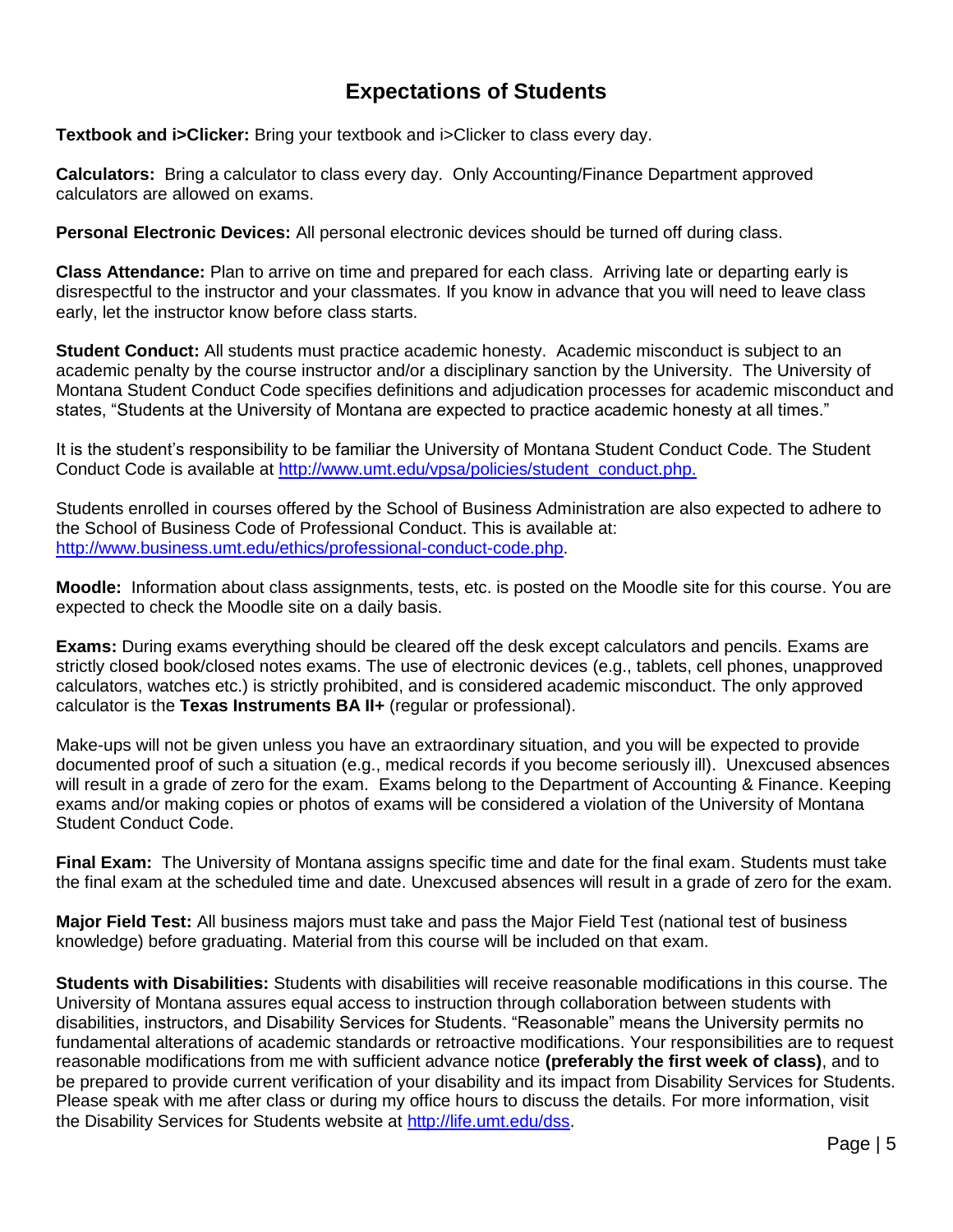# Expectations of Students

**Textbook and i>Clicker:** Bring your textbook and i>Clicker to class every day.

**Calculators:** Bring a calculator to class every day. Only Accounting/Finance Department approved calculators are allowed on exams.

**Personal Electronic Devices:** All personal electronic devices should be turned off during class.

**Class Attendance:** Plan to arrive on time and prepared for each class. Arriving late or departing early is disrespectful to the instructor and your classmates. If you know in advance that you will need to leave class early, let the instructor know before class starts.

**Student Conduct:** All students must practice academic honesty. Academic misconduct is subject to an academic penalty by the course instructor and/or a disciplinary sanction by the University. The University of Montana Student Conduct Code specifies definitions and adjudication processes for academic misconduct and states, "Students at the University of Montana are expected to practice academic honesty at all times."

It is the student's responsibility to be familiar the University of Montana Student Conduct Code. The Student Conduct Code is available at [http://www.umt.edu/vpsa/policies/student_conduct.php.](http://www.umt.edu/vpsa/policies/student_conduct.php)

Students enrolled in courses offered by the School of Business Administration are also expected to adhere to the School of Business Code of Professional Conduct. This is available at: [http://www.business.umt.edu/ethics/professional-conduct-code.php](http://www.business.umt.edu/ethics/professional-conduct-code.php).

**Moodle:** Information about class assignments, tests, etc. is posted on the Moodle site for this course. You are expected to check the Moodle site on a daily basis.

**Exams:** During exams everything should be cleared off the desk except calculators and pencils. Exams are strictly closed book/closed notes exams. The use of electronic devices (e.g., tablets, cell phones, unapproved calculators, watches etc.) is strictly prohibited, and is considered academic misconduct. The only approved calculator is the **Texas Instruments BA II+** (regular or professional).

Make-ups will not be given unless you have an extraordinary situation, and you will be expected to provide documented proof of such a situation (e.g., medical records if you become seriously ill). Unexcused absences will result in a grade of zero for the exam. Exams belong to the Department of Accounting & Finance. Keeping exams and/or making copies or photos of exams will be considered a violation of the University of Montana Student Conduct Code.

**Final Exam:** The University of Montana assigns specific time and date for the final exam. Students must take the final exam at the scheduled time and date. Unexcused absences will result in a grade of zero for the exam.

**Major Field Test:** All business majors must take and pass the Major Field Test (national test of business knowledge) before graduating. Material from this course will be included on that exam.

**Students with Disabilities:** Students with disabilities will receive reasonable modifications in this course. The University of Montana assures equal access to instruction through collaboration between students with disabilities, instructors, and Disability Services for Students. "Reasonable" means the University permits no fundamental alterations of academic standards or retroactive modifications. Your responsibilities are to request reasonable modifications from me with sufficient advance notice **(preferably the first week of class)**, and to be prepared to provide current verification of your disability and its impact from Disability Services for Students. Please speak with me after class or during my office hours to discuss the details. For more information, visit the Disability Services for Students website at [http://life.umt.edu/dss](http://life.umt.edu/dss).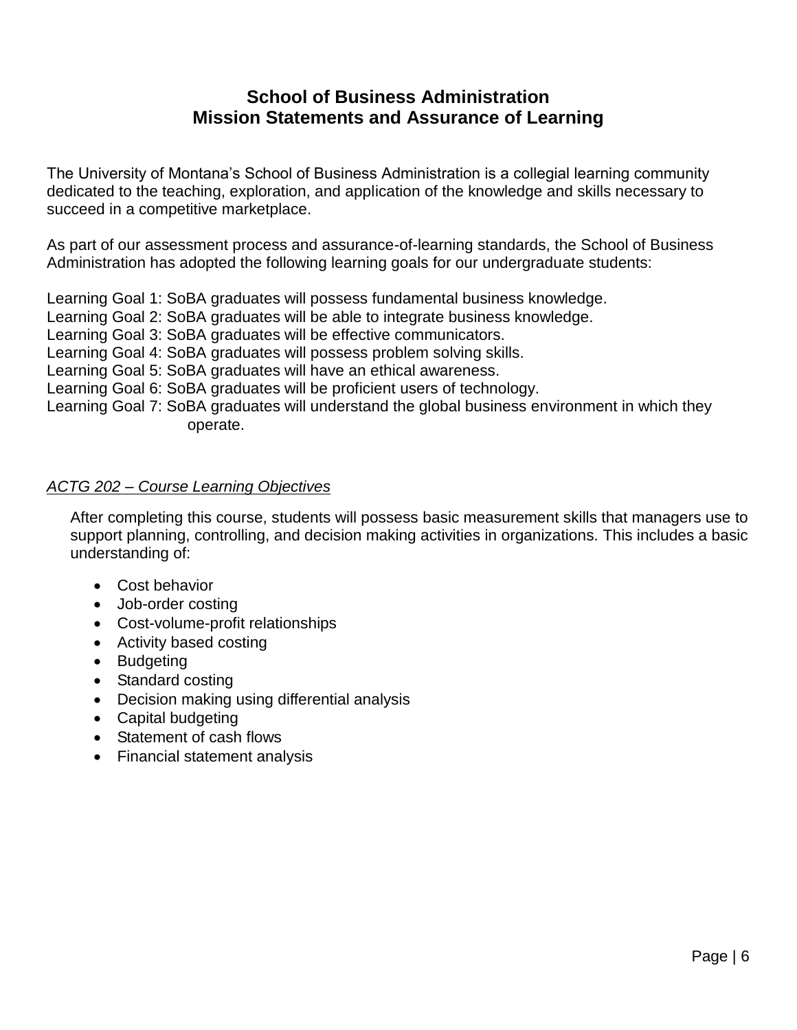# School of Business Administration
# Mission Statements and Assurance of Learning

The University of Montana's School of Business Administration is a collegial learning community dedicated to the teaching, exploration, and application of the knowledge and skills necessary to succeed in a competitive marketplace.

As part of our assessment process and assurance-of-learning standards, the School of Business Administration has adopted the following learning goals for our undergraduate students:

Learning Goal 1: SoBA graduates will possess fundamental business knowledge.
Learning Goal 2: SoBA graduates will be able to integrate business knowledge.
Learning Goal 3: SoBA graduates will be effective communicators.
Learning Goal 4: SoBA graduates will possess problem solving skills.
Learning Goal 5: SoBA graduates will have an ethical awareness.
Learning Goal 6: SoBA graduates will be proficient users of technology.
Learning Goal 7: SoBA graduates will understand the global business environment in which they operate.

*ACTG 202 – Course Learning Objectives*

After completing this course, students will possess basic measurement skills that managers use to support planning, controlling, and decision making activities in organizations. This includes a basic understanding of:

- Cost behavior
- Job-order costing
- Cost-volume-profit relationships
- Activity based costing
- Budgeting
- Standard costing
- Decision making using differential analysis
- Capital budgeting
- Statement of cash flows
- Financial statement analysis